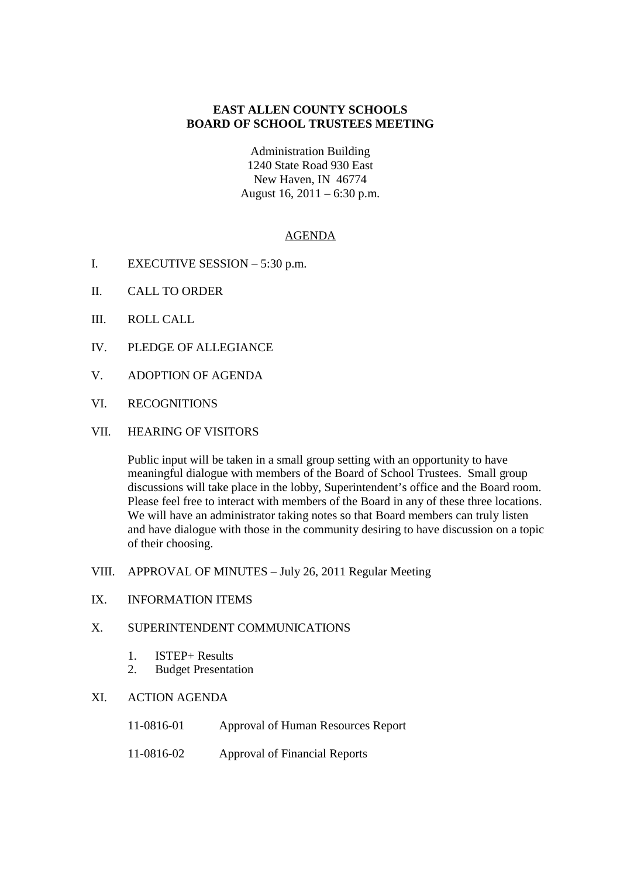**EAST ALLEN COUNTY SCHOOLS**
**BOARD OF SCHOOL TRUSTEES MEETING**

Administration Building
1240 State Road 930 East
New Haven, IN 46774
August 16, 2011 – 6:30 p.m.

AGENDA

I. EXECUTIVE SESSION – 5:30 p.m.

II. CALL TO ORDER

III. ROLL CALL

IV. PLEDGE OF ALLEGIANCE

V. ADOPTION OF AGENDA

VI. RECOGNITIONS

VII. HEARING OF VISITORS

Public input will be taken in a small group setting with an opportunity to have meaningful dialogue with members of the Board of School Trustees. Small group discussions will take place in the lobby, Superintendent's office and the Board room. Please feel free to interact with members of the Board in any of these three locations. We will have an administrator taking notes so that Board members can truly listen and have dialogue with those in the community desiring to have discussion on a topic of their choosing.

VIII. APPROVAL OF MINUTES – July 26, 2011 Regular Meeting

IX. INFORMATION ITEMS

X. SUPERINTENDENT COMMUNICATIONS

1. ISTEP+ Results
2. Budget Presentation

XI. ACTION AGENDA

11-0816-01 Approval of Human Resources Report

11-0816-02 Approval of Financial Reports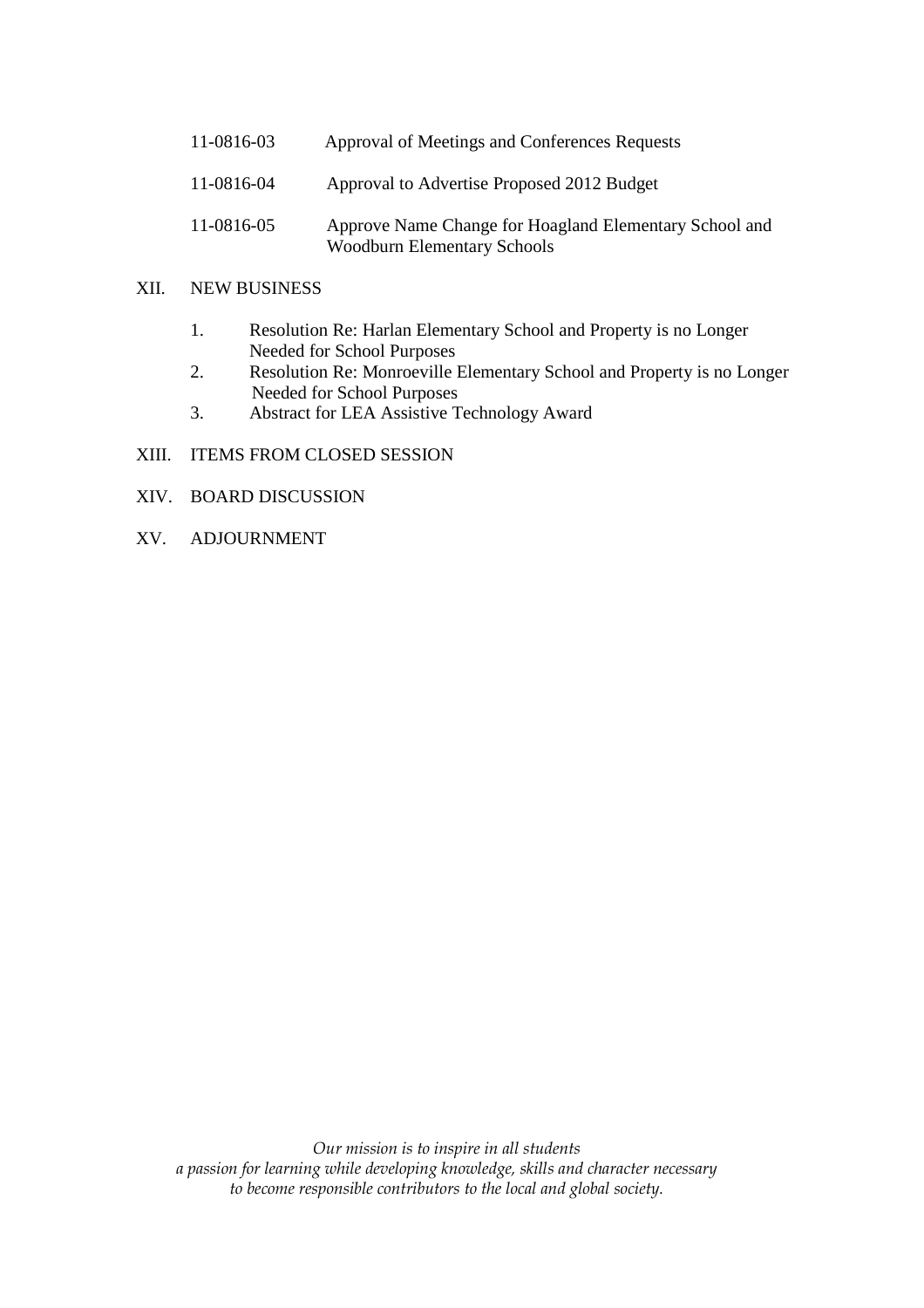| | |
|---|---|
| 11-0816-03 | Approval of Meetings and Conferences Requests |
| 11-0816-04 | Approval to Advertise Proposed 2012 Budget |
| 11-0816-05 | Approve Name Change for Hoagland Elementary School and Woodburn Elementary Schools |

XII. NEW BUSINESS

1. Resolution Re: Harlan Elementary School and Property is no Longer Needed for School Purposes
2. Resolution Re: Monroeville Elementary School and Property is no Longer Needed for School Purposes
3. Abstract for LEA Assistive Technology Award

XIII. ITEMS FROM CLOSED SESSION

XIV. BOARD DISCUSSION

XV. ADJOURNMENT

*Our mission is to inspire in all students*
*a passion for learning while developing knowledge, skills and character necessary*
*to become responsible contributors to the local and global society.*